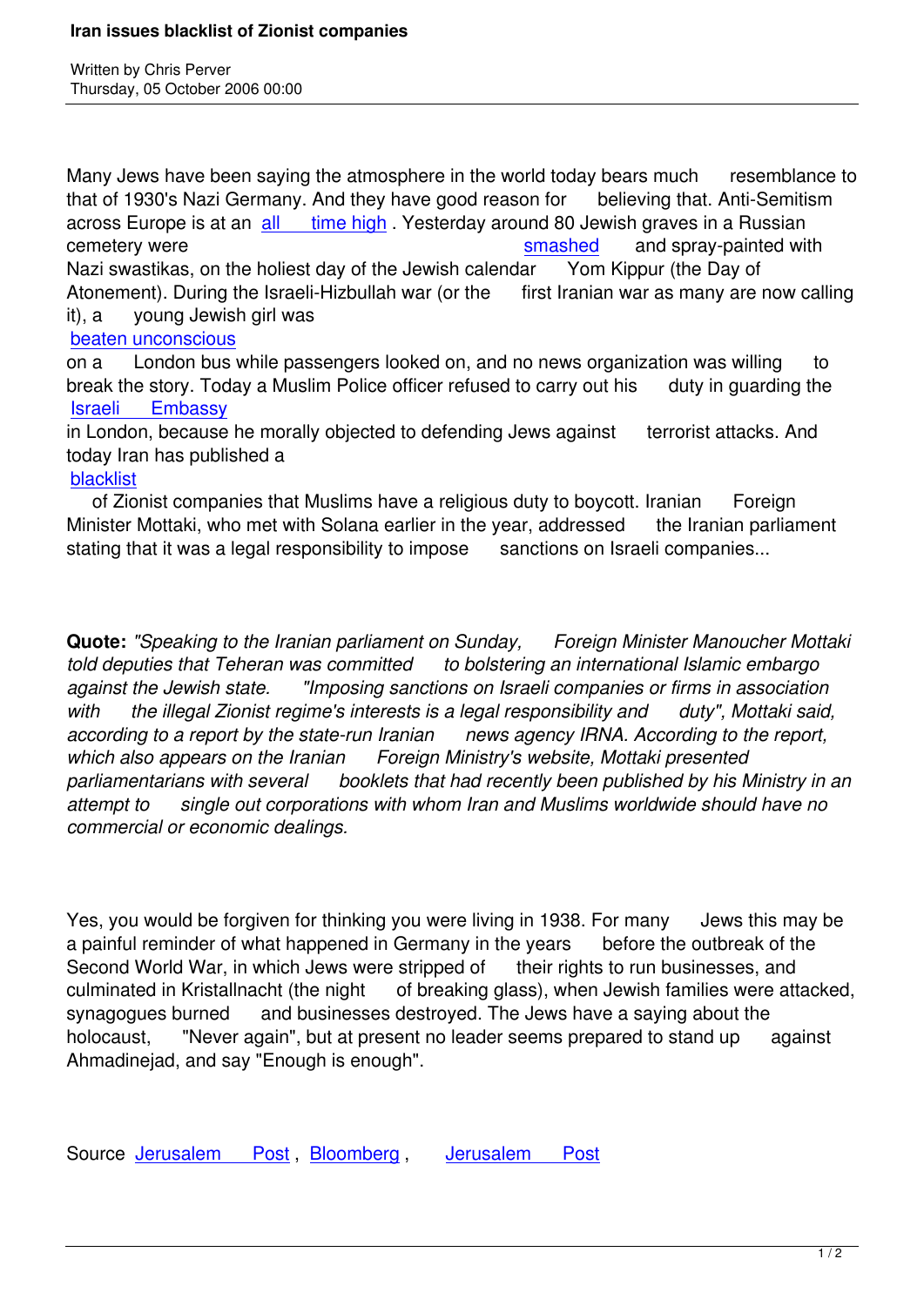# Iran issues blacklist of Zionist companies

Written by Chris Perver
Thursday, 05 October 2006 00:00

Many Jews have been saying the atmosphere in the world today bears much resemblance to that of 1930's Nazi Germany. And they have good reason for believing that. Anti-Semitism across Europe is at an all time high. Yesterday around 80 Jewish graves in a Russian cemetery were smashed and spray-painted with Nazi swastikas, on the holiest day of the Jewish calendar Yom Kippur (the Day of Atonement). During the Israeli-Hizbullah war (or the first Iranian war as many are now calling it), a young Jewish girl was beaten unconscious on a London bus while passengers looked on, and no news organization was willing to break the story. Today a Muslim Police officer refused to carry out his duty in guarding the Israeli Embassy in London, because he morally objected to defending Jews against terrorist attacks. And today Iran has published a blacklist of Zionist companies that Muslims have a religious duty to boycott. Iranian Foreign Minister Mottaki, who met with Solana earlier in the year, addressed the Iranian parliament stating that it was a legal responsibility to impose sanctions on Israeli companies...

**Quote:** *"Speaking to the Iranian parliament on Sunday, Foreign Minister Manoucher Mottaki told deputies that Teheran was committed to bolstering an international Islamic embargo against the Jewish state. "Imposing sanctions on Israeli companies or firms in association with the illegal Zionist regime's interests is a legal responsibility and duty", Mottaki said, according to a report by the state-run Iranian news agency IRNA. According to the report, which also appears on the Iranian Foreign Ministry's website, Mottaki presented parliamentarians with several booklets that had recently been published by his Ministry in an attempt to single out corporations with whom Iran and Muslims worldwide should have no commercial or economic dealings.*

Yes, you would be forgiven for thinking you were living in 1938. For many Jews this may be a painful reminder of what happened in Germany in the years before the outbreak of the Second World War, in which Jews were stripped of their rights to run businesses, and culminated in Kristallnacht (the night of breaking glass), when Jewish families were attacked, synagogues burned and businesses destroyed. The Jews have a saying about the holocaust, "Never again", but at present no leader seems prepared to stand up against Ahmadinejad, and say "Enough is enough".

Source Jerusalem Post, Bloomberg, Jerusalem Post